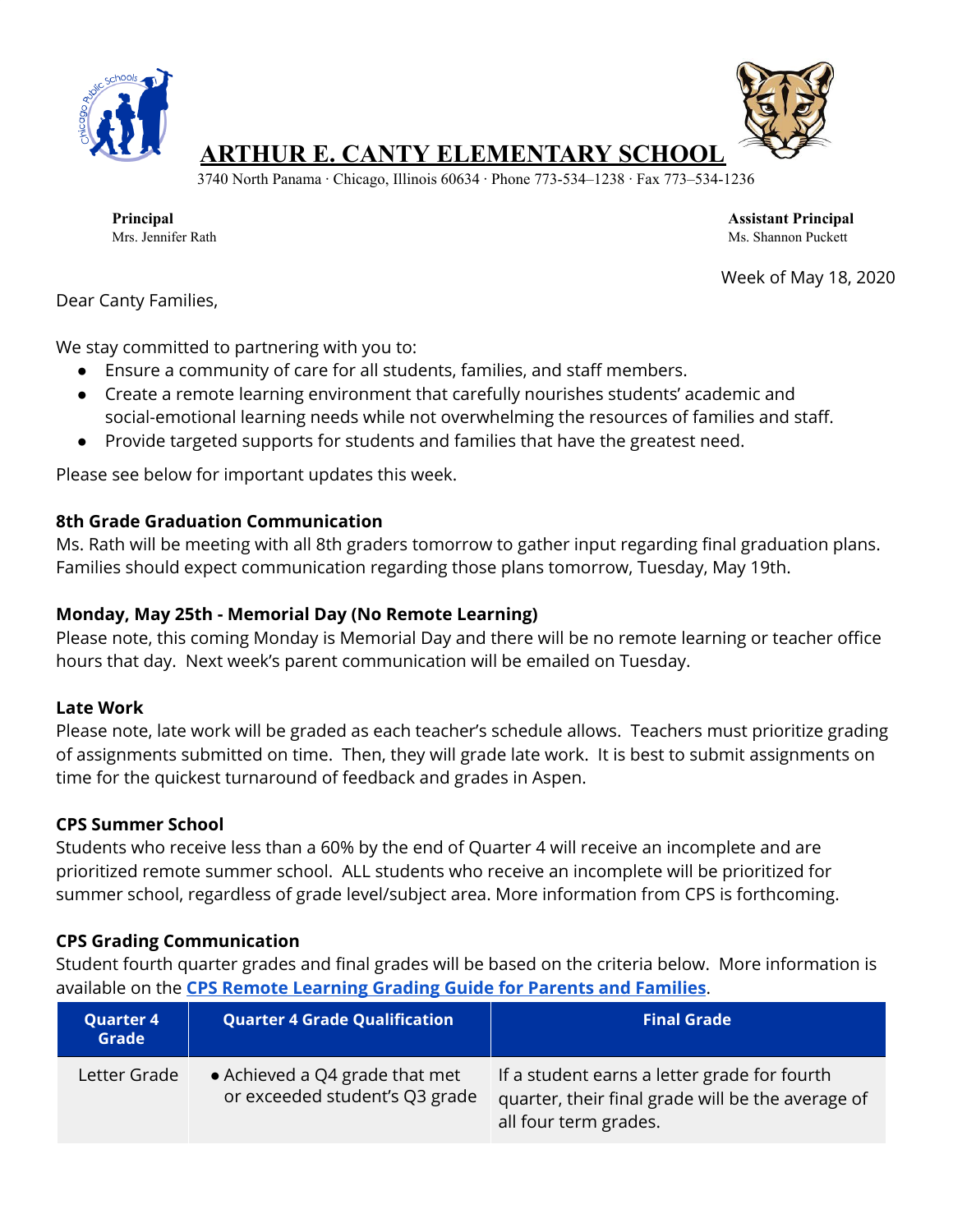# ARTHUR E. CANTY ELEMENTARY SCHOOL

3740 North Panama · Chicago, Illinois 60634 · Phone 773-534–1238 · Fax 773–534-1236

**Principal**
Mrs. Jennifer Rath

**Assistant Principal**
Ms. Shannon Puckett

Week of May 18, 2020

Dear Canty Families,

We stay committed to partnering with you to:

- Ensure a community of care for all students, families, and staff members.
- Create a remote learning environment that carefully nourishes students' academic and social-emotional learning needs while not overwhelming the resources of families and staff.
- Provide targeted supports for students and families that have the greatest need.

Please see below for important updates this week.

### 8th Grade Graduation Communication

Ms. Rath will be meeting with all 8th graders tomorrow to gather input regarding final graduation plans. Families should expect communication regarding those plans tomorrow, Tuesday, May 19th.

### Monday, May 25th - Memorial Day (No Remote Learning)

Please note, this coming Monday is Memorial Day and there will be no remote learning or teacher office hours that day. Next week's parent communication will be emailed on Tuesday.

### Late Work

Please note, late work will be graded as each teacher's schedule allows. Teachers must prioritize grading of assignments submitted on time. Then, they will grade late work. It is best to submit assignments on time for the quickest turnaround of feedback and grades in Aspen.

### CPS Summer School

Students who receive less than a 60% by the end of Quarter 4 will receive an incomplete and are prioritized remote summer school. ALL students who receive an incomplete will be prioritized for summer school, regardless of grade level/subject area. More information from CPS is forthcoming.

### CPS Grading Communication

Student fourth quarter grades and final grades will be based on the criteria below. More information is available on the **CPS Remote Learning Grading Guide for Parents and Families**.

| Quarter 4 Grade | Quarter 4 Grade Qualification | Final Grade |
|---|---|---|
| Letter Grade | • Achieved a Q4 grade that met or exceeded student's Q3 grade | If a student earns a letter grade for fourth quarter, their final grade will be the average of all four term grades. |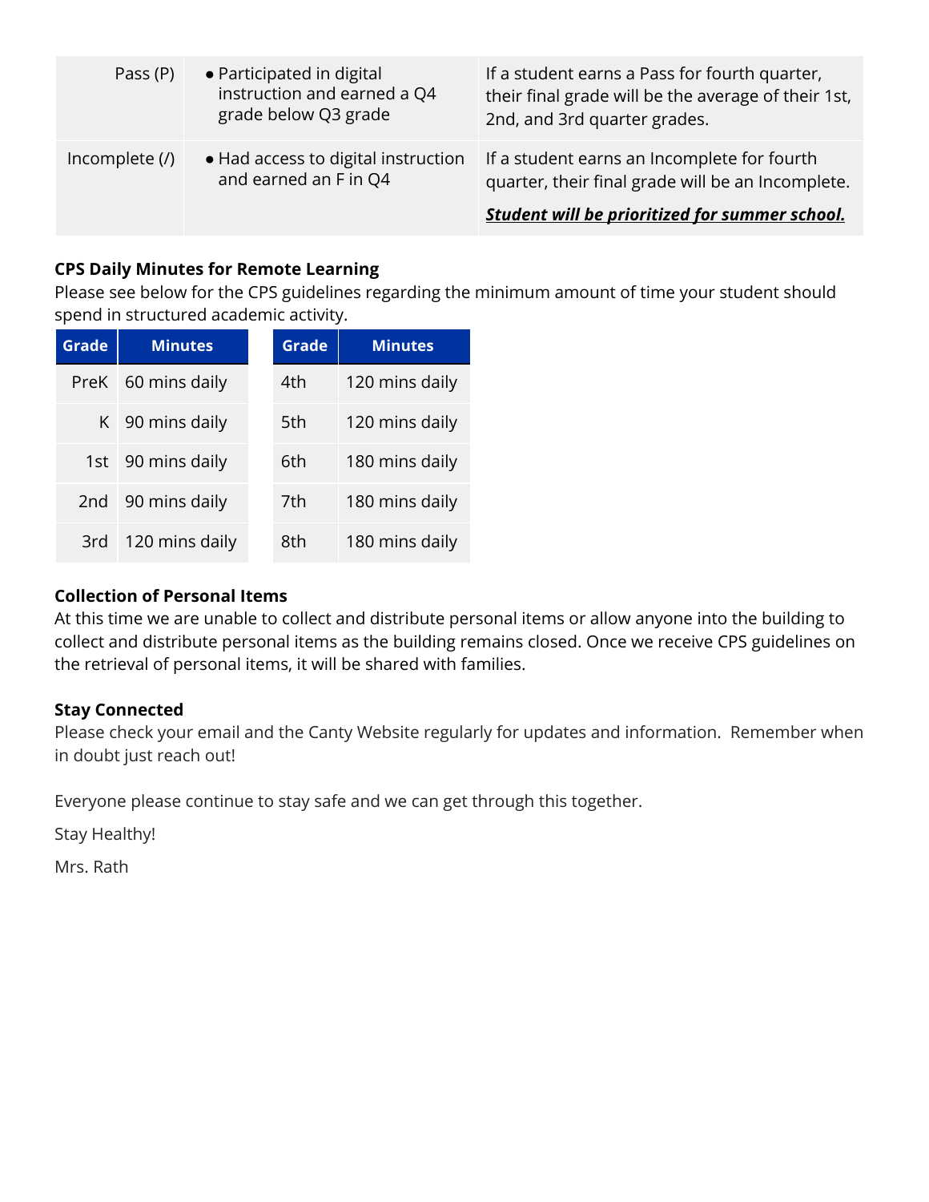| | | |
|---|---|---|
| Pass (P) | • Participated in digital instruction and earned a Q4 grade below Q3 grade | If a student earns a Pass for fourth quarter, their final grade will be the average of their 1st, 2nd, and 3rd quarter grades. |
| Incomplete (/) | • Had access to digital instruction and earned an F in Q4 | If a student earns an Incomplete for fourth quarter, their final grade will be an Incomplete. ***Student will be prioritized for summer school.*** |

**CPS Daily Minutes for Remote Learning**

Please see below for the CPS guidelines regarding the minimum amount of time your student should spend in structured academic activity.

| Grade | Minutes | Grade | Minutes |
|---|---|---|---|
| PreK | 60 mins daily | 4th | 120 mins daily |
| K | 90 mins daily | 5th | 120 mins daily |
| 1st | 90 mins daily | 6th | 180 mins daily |
| 2nd | 90 mins daily | 7th | 180 mins daily |
| 3rd | 120 mins daily | 8th | 180 mins daily |

**Collection of Personal Items**

At this time we are unable to collect and distribute personal items or allow anyone into the building to collect and distribute personal items as the building remains closed. Once we receive CPS guidelines on the retrieval of personal items, it will be shared with families.

**Stay Connected**

Please check your email and the Canty Website regularly for updates and information. Remember when in doubt just reach out!

Everyone please continue to stay safe and we can get through this together.

Stay Healthy!

Mrs. Rath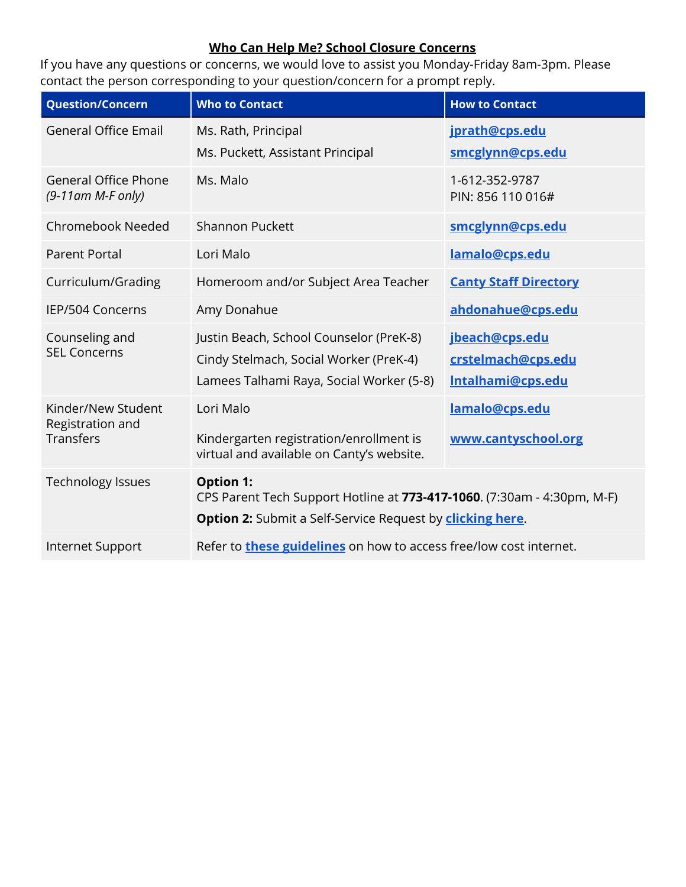## **Who Can Help Me? School Closure Concerns**

If you have any questions or concerns, we would love to assist you Monday-Friday 8am-3pm. Please contact the person corresponding to your question/concern for a prompt reply.

| Question/Concern | Who to Contact | How to Contact |
|---|---|---|
| General Office Email | Ms. Rath, Principal<br>Ms. Puckett, Assistant Principal | jprath@cps.edu<br>smcglynn@cps.edu |
| General Office Phone *(9-11am M-F only)* | Ms. Malo | 1-612-352-9787<br>PIN: 856 110 016# |
| Chromebook Needed | Shannon Puckett | smcglynn@cps.edu |
| Parent Portal | Lori Malo | lamalo@cps.edu |
| Curriculum/Grading | Homeroom and/or Subject Area Teacher | Canty Staff Directory |
| IEP/504 Concerns | Amy Donahue | ahdonahue@cps.edu |
| Counseling and SEL Concerns | Justin Beach, School Counselor (PreK-8)<br>Cindy Stelmach, Social Worker (PreK-4)<br>Lamees Talhami Raya, Social Worker (5-8) | jbeach@cps.edu<br>crstelmach@cps.edu<br>lntalhami@cps.edu |
| Kinder/New Student Registration and Transfers | Lori Malo<br>Kindergarten registration/enrollment is virtual and available on Canty's website. | lamalo@cps.edu<br>www.cantyschool.org |
| Technology Issues | **Option 1:** CPS Parent Tech Support Hotline at **773-417-1060**. (7:30am - 4:30pm, M-F)<br>**Option 2:** Submit a Self-Service Request by clicking here. | |
| Internet Support | Refer to these guidelines on how to access free/low cost internet. | |